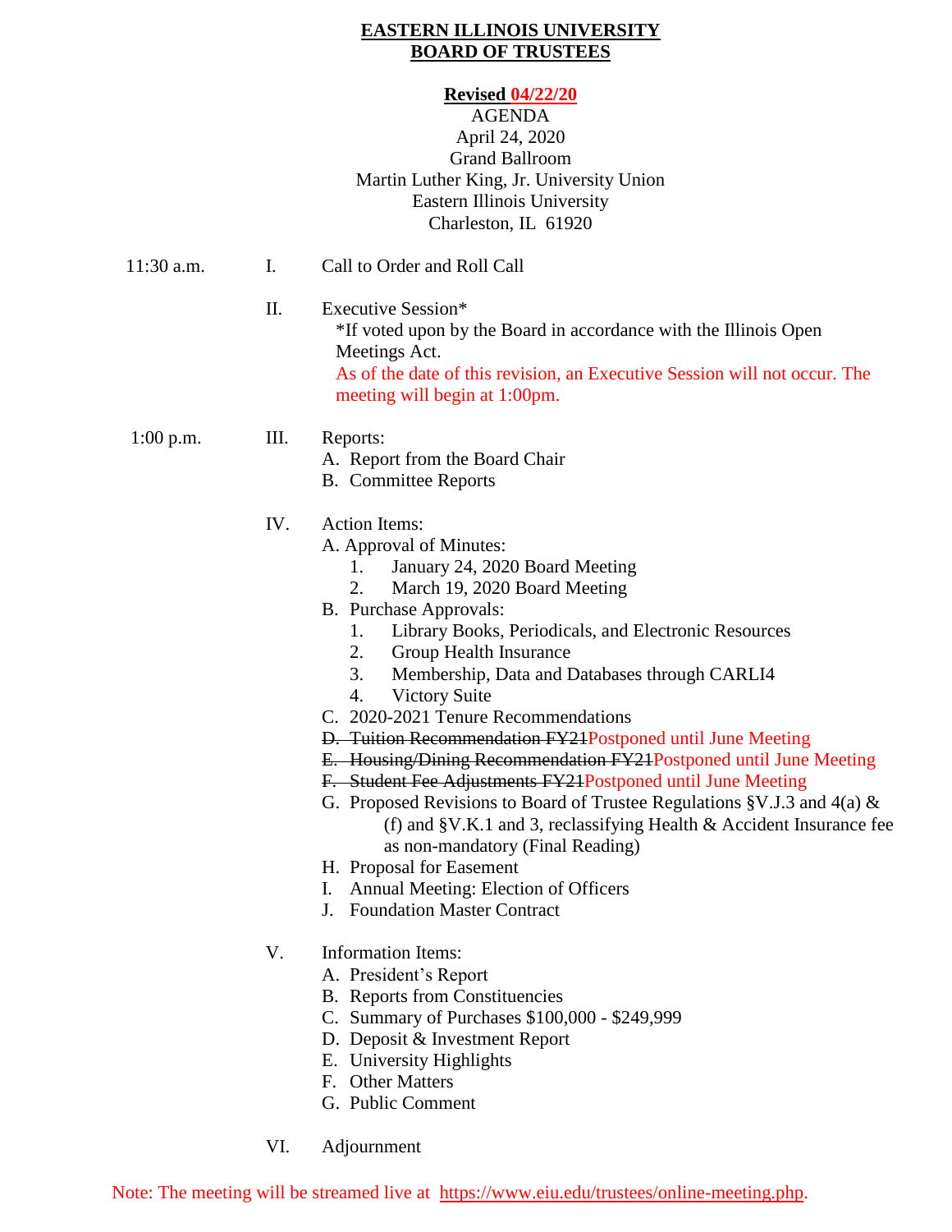# EASTERN ILLINOIS UNIVERSITY
# BOARD OF TRUSTEES

**Revised 04/22/20**

AGENDA
April 24, 2020
Grand Ballroom
Martin Luther King, Jr. University Union
Eastern Illinois University
Charleston, IL 61920

11:30 a.m. I. Call to Order and Roll Call

II. Executive Session*
*If voted upon by the Board in accordance with the Illinois Open Meetings Act.
As of the date of this revision, an Executive Session will not occur. The meeting will begin at 1:00pm.

1:00 p.m. III. Reports:
- A. Report from the Board Chair
- B. Committee Reports

IV. Action Items:
- A. Approval of Minutes:
  1. January 24, 2020 Board Meeting
  2. March 19, 2020 Board Meeting
- B. Purchase Approvals:
  1. Library Books, Periodicals, and Electronic Resources
  2. Group Health Insurance
  3. Membership, Data and Databases through CARLI4
  4. Victory Suite
- C. 2020-2021 Tenure Recommendations
- ~~D. Tuition Recommendation FY21~~Postponed until June Meeting
- ~~E. Housing/Dining Recommendation FY21~~Postponed until June Meeting
- ~~F. Student Fee Adjustments FY21~~Postponed until June Meeting
- G. Proposed Revisions to Board of Trustee Regulations §V.J.3 and 4(a) & (f) and §V.K.1 and 3, reclassifying Health & Accident Insurance fee as non-mandatory (Final Reading)
- H. Proposal for Easement
- I. Annual Meeting: Election of Officers
- J. Foundation Master Contract

V. Information Items:
- A. President's Report
- B. Reports from Constituencies
- C. Summary of Purchases $100,000 - $249,999
- D. Deposit & Investment Report
- E. University Highlights
- F. Other Matters
- G. Public Comment

VI. Adjournment

Note: The meeting will be streamed live at https://www.eiu.edu/trustees/online-meeting.php.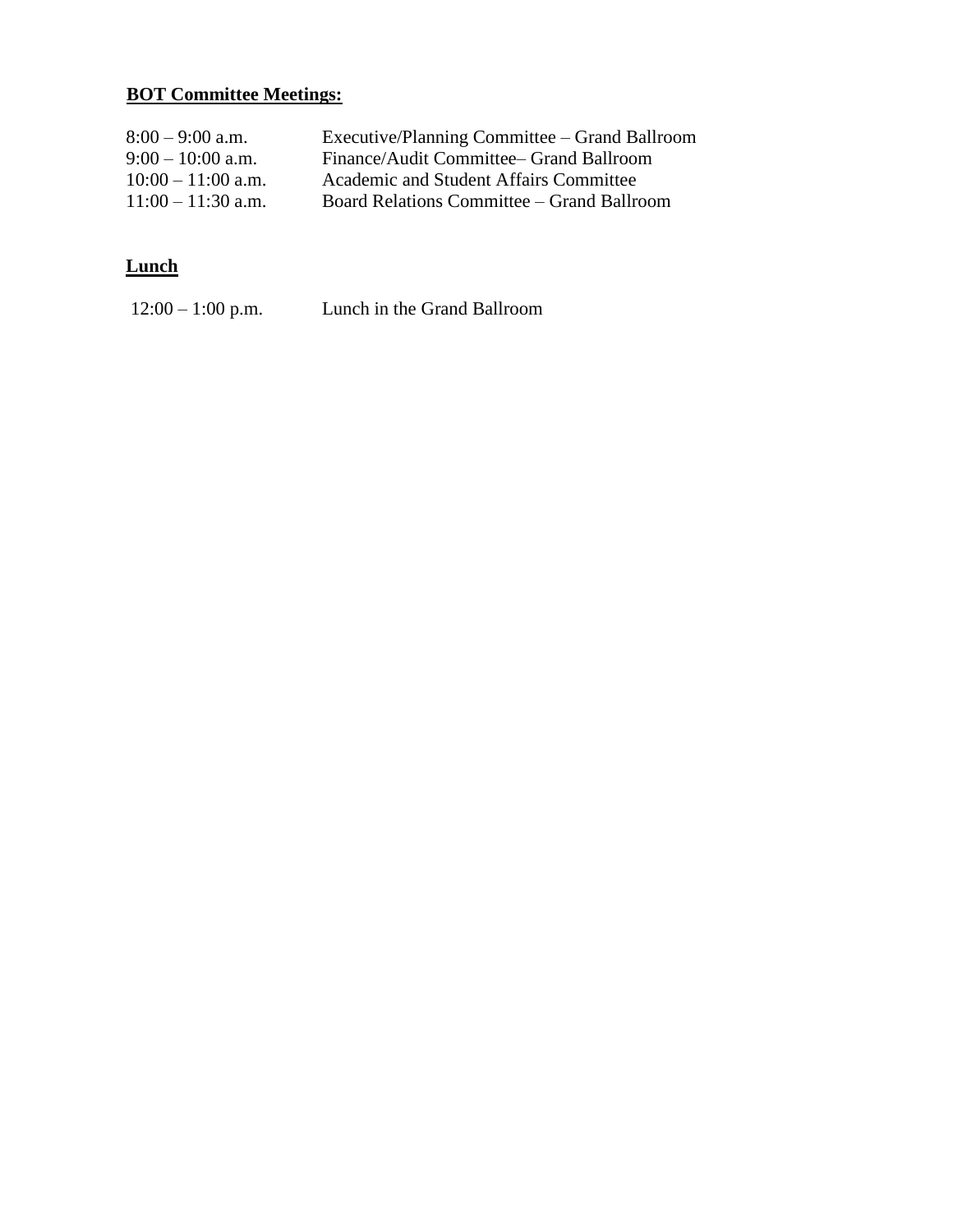**BOT Committee Meetings:**

| | |
|---|---|
| 8:00 – 9:00 a.m. | Executive/Planning Committee – Grand Ballroom |
| 9:00 – 10:00 a.m. | Finance/Audit Committee– Grand Ballroom |
| 10:00 – 11:00 a.m. | Academic and Student Affairs Committee |
| 11:00 – 11:30 a.m. | Board Relations Committee – Grand Ballroom |

**Lunch**

| | |
|---|---|
| 12:00 – 1:00 p.m. | Lunch in the Grand Ballroom |